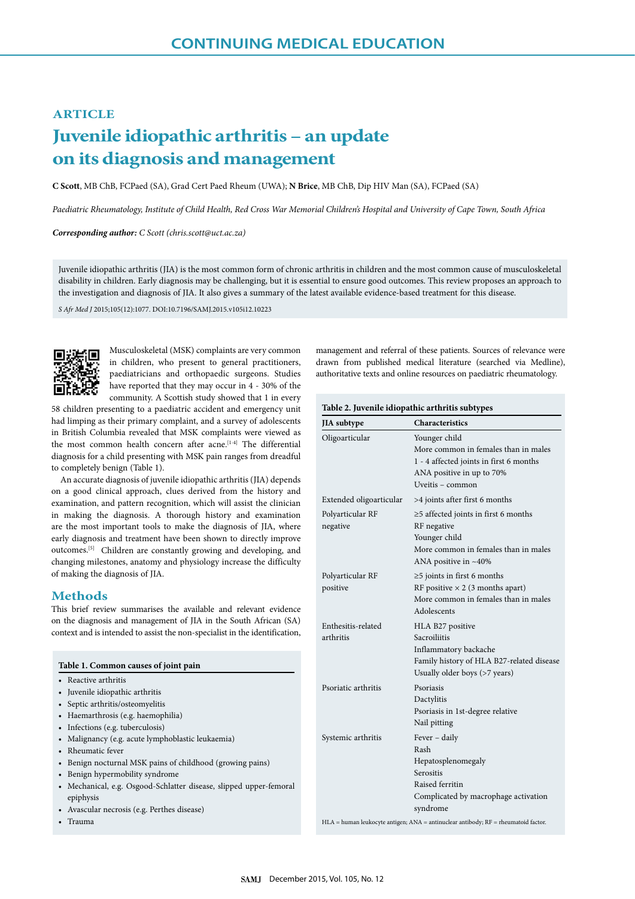## ARTICLE

# Juvenile idiopathic arthritis – an update on its diagnosis and management

**C Scott**, MB ChB, FCPaed (SA), Grad Cert Paed Rheum (UWA); **N Brice**, MB ChB, Dip HIV Man (SA), FCPaed (SA)

*Paediatric Rheumatology, Institute of Child Health, Red Cross War Memorial Children's Hospital and University of Cape Town, South Africa*

***Corresponding author:** C Scott (chris.scott@uct.ac.za)*

Juvenile idiopathic arthritis (JIA) is the most common form of chronic arthritis in children and the most common cause of musculoskeletal disability in children. Early diagnosis may be challenging, but it is essential to ensure good outcomes. This review proposes an approach to the investigation and diagnosis of JIA. It also gives a summary of the latest available evidence-based treatment for this disease.

*S Afr Med J* 2015;105(12):1077. DOI:10.7196/SAMJ.2015.v105i12.10223

Musculoskeletal (MSK) complaints are very common in children, who present to general practitioners, paediatricians and orthopaedic surgeons. Studies have reported that they may occur in 4 - 30% of the community. A Scottish study showed that 1 in every 58 children presenting to a paediatric accident and emergency unit had limping as their primary complaint, and a survey of adolescents in British Columbia revealed that MSK complaints were viewed as the most common health concern after acne.[1-4] The differential diagnosis for a child presenting with MSK pain ranges from dreadful to completely benign (Table 1).

An accurate diagnosis of juvenile idiopathic arthritis (JIA) depends on a good clinical approach, clues derived from the history and examination, and pattern recognition, which will assist the clinician in making the diagnosis. A thorough history and examination are the most important tools to make the diagnosis of JIA, where early diagnosis and treatment have been shown to directly improve outcomes.[5] Children are constantly growing and developing, and changing milestones, anatomy and physiology increase the difficulty of making the diagnosis of JIA.

## Methods

This brief review summarises the available and relevant evidence on the diagnosis and management of JIA in the South African (SA) context and is intended to assist the non-specialist in the identification, management and referral of these patients. Sources of relevance were drawn from published medical literature (searched via Medline), authoritative texts and online resources on paediatric rheumatology.

**Table 1. Common causes of joint pain**

- Reactive arthritis
- Juvenile idiopathic arthritis
- Septic arthritis/osteomyelitis
- Haemarthrosis (e.g. haemophilia)
- Infections (e.g. tuberculosis)
- Malignancy (e.g. acute lymphoblastic leukaemia)
- Rheumatic fever
- Benign nocturnal MSK pains of childhood (growing pains)
- Benign hypermobility syndrome
- Mechanical, e.g. Osgood-Schlatter disease, slipped upper-femoral epiphysis
- Avascular necrosis (e.g. Perthes disease)
- Trauma

**Table 2. Juvenile idiopathic arthritis subtypes**

| JIA subtype | Characteristics |
|---|---|
| Oligoarticular | Younger child<br>More common in females than in males<br>1 - 4 affected joints in first 6 months<br>ANA positive in up to 70%<br>Uveitis – common |
| Extended oligoarticular | >4 joints after first 6 months |
| Polyarticular RF negative | ≥5 affected joints in first 6 months<br>RF negative<br>Younger child<br>More common in females than in males<br>ANA positive in ~40% |
| Polyarticular RF positive | ≥5 joints in first 6 months<br>RF positive × 2 (3 months apart)<br>More common in females than in males<br>Adolescents |
| Enthesitis-related arthritis | HLA B27 positive<br>Sacroiliitis<br>Inflammatory backache<br>Family history of HLA B27-related disease<br>Usually older boys (>7 years) |
| Psoriatic arthritis | Psoriasis<br>Dactylitis<br>Psoriasis in 1st-degree relative<br>Nail pitting |
| Systemic arthritis | Fever – daily<br>Rash<br>Hepatosplenomegaly<br>Serositis<br>Raised ferritin<br>Complicated by macrophage activation syndrome |

HLA = human leukocyte antigen; ANA = antinuclear antibody; RF = rheumatoid factor.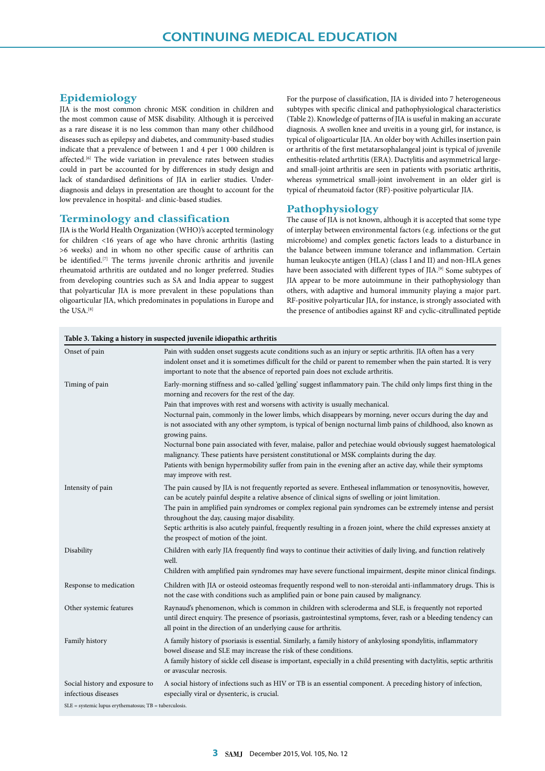## Epidemiology

JIA is the most common chronic MSK condition in children and the most common cause of MSK disability. Although it is perceived as a rare disease it is no less common than many other childhood diseases such as epilepsy and diabetes, and community-based studies indicate that a prevalence of between 1 and 4 per 1 000 children is affected.[6] The wide variation in prevalence rates between studies could in part be accounted for by differences in study design and lack of standardised definitions of JIA in earlier studies. Under-diagnosis and delays in presentation are thought to account for the low prevalence in hospital- and clinic-based studies.

## Terminology and classification

JIA is the World Health Organization (WHO)'s accepted terminology for children <16 years of age who have chronic arthritis (lasting >6 weeks) and in whom no other specific cause of arthritis can be identified.[7] The terms juvenile chronic arthritis and juvenile rheumatoid arthritis are outdated and no longer preferred. Studies from developing countries such as SA and India appear to suggest that polyarticular JIA is more prevalent in these populations than oligoarticular JIA, which predominates in populations in Europe and the USA.[8]

For the purpose of classification, JIA is divided into 7 heterogeneous subtypes with specific clinical and pathophysiological characteristics (Table 2). Knowledge of patterns of JIA is useful in making an accurate diagnosis. A swollen knee and uveitis in a young girl, for instance, is typical of oligoarticular JIA. An older boy with Achilles insertion pain or arthritis of the first metatarsophalangeal joint is typical of juvenile enthesitis-related arthrtitis (ERA). Dactylitis and asymmetrical large- and small-joint arthritis are seen in patients with psoriatic arthritis, whereas symmetrical small-joint involvement in an older girl is typical of rheumatoid factor (RF)-positive polyarticular JIA.

## Pathophysiology

The cause of JIA is not known, although it is accepted that some type of interplay between environmental factors (e.g. infections or the gut microbiome) and complex genetic factors leads to a disturbance in the balance between immune tolerance and inflammation. Certain human leukocyte antigen (HLA) (class I and II) and non-HLA genes have been associated with different types of JIA.[9] Some subtypes of JIA appear to be more autoimmune in their pathophysiology than others, with adaptive and humoral immunity playing a major part. RF-positive polyarticular JIA, for instance, is strongly associated with the presence of antibodies against RF and cyclic-citrullinated peptide

**Table 3. Taking a history in suspected juvenile idiopathic arthritis**

| | |
|---|---|
| Onset of pain | Pain with sudden onset suggests acute conditions such as an injury or septic arthritis. JIA often has a very indolent onset and it is sometimes difficult for the child or parent to remember when the pain started. It is very important to note that the absence of reported pain does not exclude arthritis. |
| Timing of pain | Early-morning stiffness and so-called 'gelling' suggest inflammatory pain. The child only limps first thing in the morning and recovers for the rest of the day.<br>Pain that improves with rest and worsens with activity is usually mechanical.<br>Nocturnal pain, commonly in the lower limbs, which disappears by morning, never occurs during the day and is not associated with any other symptom, is typical of benign nocturnal limb pains of childhood, also known as growing pains.<br>Nocturnal bone pain associated with fever, malaise, pallor and petechiae would obviously suggest haematological malignancy. These patients have persistent constitutional or MSK complaints during the day.<br>Patients with benign hypermobility suffer from pain in the evening after an active day, while their symptoms may improve with rest. |
| Intensity of pain | The pain caused by JIA is not frequently reported as severe. Entheseal inflammation or tenosynovitis, however, can be acutely painful despite a relative absence of clinical signs of swelling or joint limitation.<br>The pain in amplified pain syndromes or complex regional pain syndromes can be extremely intense and persist throughout the day, causing major disability.<br>Septic arthritis is also acutely painful, frequently resulting in a frozen joint, where the child expresses anxiety at the prospect of motion of the joint. |
| Disability | Children with early JIA frequently find ways to continue their activities of daily living, and function relatively well.<br>Children with amplified pain syndromes may have severe functional impairment, despite minor clinical findings. |
| Response to medication | Children with JIA or osteoid osteomas frequently respond well to non-steroidal anti-inflammatory drugs. This is not the case with conditions such as amplified pain or bone pain caused by malignancy. |
| Other systemic features | Raynaud's phenomenon, which is common in children with scleroderma and SLE, is frequently not reported until direct enquiry. The presence of psoriasis, gastrointestinal symptoms, fever, rash or a bleeding tendency can all point in the direction of an underlying cause for arthritis. |
| Family history | A family history of psoriasis is essential. Similarly, a family history of ankylosing spondylitis, inflammatory bowel disease and SLE may increase the risk of these conditions.<br>A family history of sickle cell disease is important, especially in a child presenting with dactylitis, septic arthritis or avascular necrosis. |
| Social history and exposure to infectious diseases | A social history of infections such as HIV or TB is an essential component. A preceding history of infection, especially viral or dysenteric, is crucial. |

SLE = systemic lupus erythematosus; TB = tuberculosis.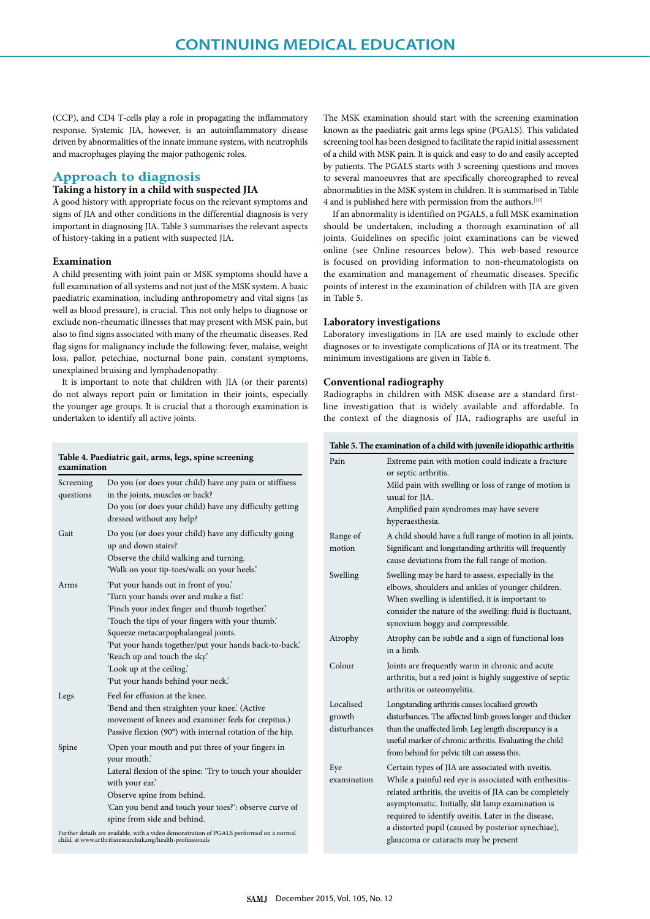(CCP), and CD4 T-cells play a role in propagating the inflammatory response. Systemic JIA, however, is an autoinflammatory disease driven by abnormalities of the innate immune system, with neutrophils and macrophages playing the major pathogenic roles.

## Approach to diagnosis

### Taking a history in a child with suspected JIA

A good history with appropriate focus on the relevant symptoms and signs of JIA and other conditions in the differential diagnosis is very important in diagnosing JIA. Table 3 summarises the relevant aspects of history-taking in a patient with suspected JIA.

### Examination

A child presenting with joint pain or MSK symptoms should have a full examination of all systems and not just of the MSK system. A basic paediatric examination, including anthropometry and vital signs (as well as blood pressure), is crucial. This not only helps to diagnose or exclude non-rheumatic illnesses that may present with MSK pain, but also to find signs associated with many of the rheumatic diseases. Red flag signs for malignancy include the following: fever, malaise, weight loss, pallor, petechiae, nocturnal bone pain, constant symptoms, unexplained bruising and lymphadenopathy.

It is important to note that children with JIA (or their parents) do not always report pain or limitation in their joints, especially the younger age groups. It is crucial that a thorough examination is undertaken to identify all active joints.

The MSK examination should start with the screening examination known as the paediatric gait arms legs spine (PGALS). This validated screening tool has been designed to facilitate the rapid initial assessment of a child with MSK pain. It is quick and easy to do and easily accepted by patients. The PGALS starts with 3 screening questions and moves to several manoeuvres that are specifically choreographed to reveal abnormalities in the MSK system in children. It is summarised in Table 4 and is published here with permission from the authors.[10]

If an abnormality is identified on PGALS, a full MSK examination should be undertaken, including a thorough examination of all joints. Guidelines on specific joint examinations can be viewed online (see Online resources below). This web-based resource is focused on providing information to non-rheumatologists on the examination and management of rheumatic diseases. Specific points of interest in the examination of children with JIA are given in Table 5.

### Laboratory investigations

Laboratory investigations in JIA are used mainly to exclude other diagnoses or to investigate complications of JIA or its treatment. The minimum investigations are given in Table 6.

### Conventional radiography

Radiographs in children with MSK disease are a standard first-line investigation that is widely available and affordable. In the context of the diagnosis of JIA, radiographs are useful in

**Table 4. Paediatric gait, arms, legs, spine screening examination**

| | |
|---|---|
| Screening questions | Do you (or does your child) have any pain or stiffness in the joints, muscles or back?<br>Do you (or does your child) have any difficulty getting dressed without any help? |
| Gait | Do you (or does your child) have any difficulty going up and down stairs?<br>Observe the child walking and turning.<br>'Walk on your tip-toes/walk on your heels.' |
| Arms | 'Put your hands out in front of you.'<br>'Turn your hands over and make a fist.'<br>'Pinch your index finger and thumb together.'<br>'Touch the tips of your fingers with your thumb.'<br>Squeeze metacarpophalangeal joints.<br>'Put your hands together/put your hands back-to-back.'<br>'Reach up and touch the sky.'<br>'Look up at the ceiling.'<br>'Put your hands behind your neck.' |
| Legs | Feel for effusion at the knee.<br>'Bend and then straighten your knee.' (Active movement of knees and examiner feels for crepitus.)<br>Passive flexion (90°) with internal rotation of the hip. |
| Spine | 'Open your mouth and put three of your fingers in your mouth.'<br>Lateral flexion of the spine: 'Try to touch your shoulder with your ear.'<br>Observe spine from behind.<br>'Can you bend and touch your toes?': observe curve of spine from side and behind. |

Further details are available, with a video demonstration of PGALS performed on a normal child, at www.arthritisresearchuk.org/health-professionals

**Table 5. The examination of a child with juvenile idiopathic arthritis**

| | |
|---|---|
| Pain | Extreme pain with motion could indicate a fracture or septic arthritis.<br>Mild pain with swelling or loss of range of motion is usual for JIA.<br>Amplified pain syndromes may have severe hyperaesthesia. |
| Range of motion | A child should have a full range of motion in all joints. Significant and longstanding arthritis will frequently cause deviations from the full range of motion. |
| Swelling | Swelling may be hard to assess, especially in the elbows, shoulders and ankles of younger children. When swelling is identified, it is important to consider the nature of the swelling: fluid is fluctuant, synovium boggy and compressible. |
| Atrophy | Atrophy can be subtle and a sign of functional loss in a limb. |
| Colour | Joints are frequently warm in chronic and acute arthritis, but a red joint is highly suggestive of septic arthritis or osteomyelitis. |
| Localised growth disturbances | Longstanding arthritis causes localised growth disturbances. The affected limb grows longer and thicker than the unaffected limb. Leg length discrepancy is a useful marker of chronic arthritis. Evaluating the child from behind for pelvic tilt can assess this. |
| Eye examination | Certain types of JIA are associated with uveitis. While a painful red eye is associated with enthesitis-related arthritis, the uveitis of JIA can be completely asymptomatic. Initially, slit lamp examination is required to identify uveitis. Later in the disease, a distorted pupil (caused by posterior synechiae), glaucoma or cataracts may be present |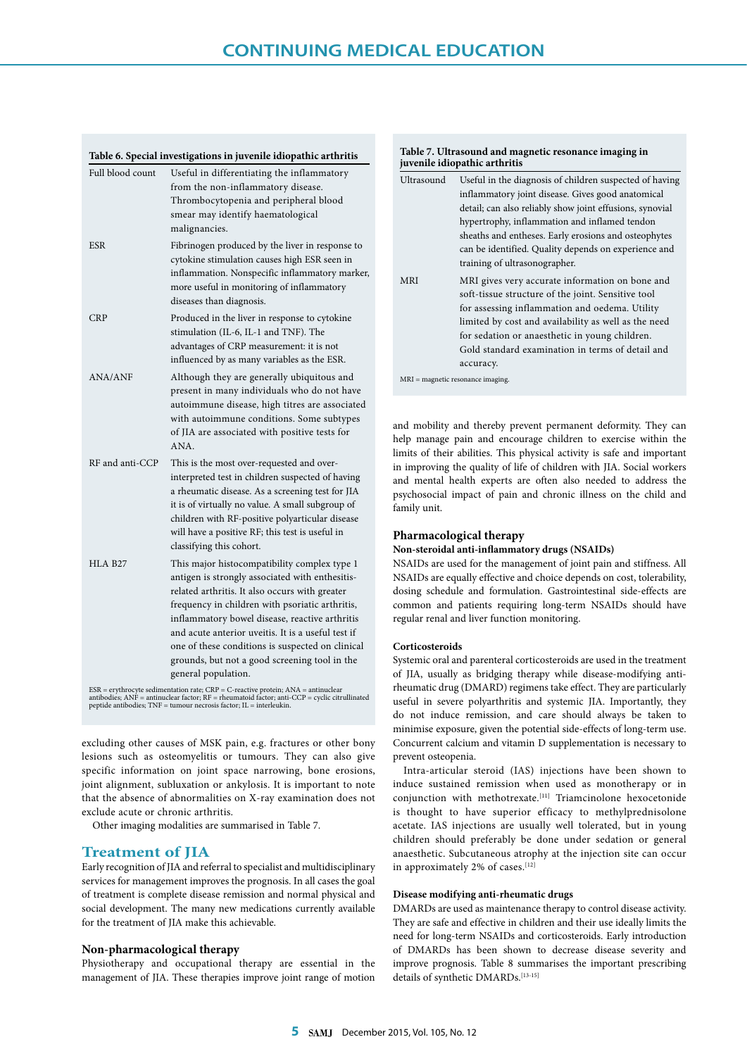**Table 6. Special investigations in juvenile idiopathic arthritis**

| | |
|---|---|
| Full blood count | Useful in differentiating the inflammatory from the non-inflammatory disease. Thrombocytopenia and peripheral blood smear may identify haematological malignancies. |
| ESR | Fibrinogen produced by the liver in response to cytokine stimulation causes high ESR seen in inflammation. Nonspecific inflammatory marker, more useful in monitoring of inflammatory diseases than diagnosis. |
| CRP | Produced in the liver in response to cytokine stimulation (IL-6, IL-1 and TNF). The advantages of CRP measurement: it is not influenced by as many variables as the ESR. |
| ANA/ANF | Although they are generally ubiquitous and present in many individuals who do not have autoimmune disease, high titres are associated with autoimmune conditions. Some subtypes of JIA are associated with positive tests for ANA. |
| RF and anti-CCP | This is the most over-requested and over-interpreted test in children suspected of having a rheumatic disease. As a screening test for JIA it is of virtually no value. A small subgroup of children with RF-positive polyarticular disease will have a positive RF; this test is useful in classifying this cohort. |
| HLA B27 | This major histocompatibility complex type 1 antigen is strongly associated with enthesitis-related arthritis. It also occurs with greater frequency in children with psoriatic arthritis, inflammatory bowel disease, reactive arthritis and acute anterior uveitis. It is a useful test if one of these conditions is suspected on clinical grounds, but not a good screening tool in the general population. |

ESR = erythrocyte sedimentation rate; CRP = C-reactive protein; ANA = antinuclear antibodies; ANF = antinuclear factor; RF = rheumatoid factor; anti-CCP = cyclic citrullinated peptide antibodies; TNF = tumour necrosis factor; IL = interleukin.

excluding other causes of MSK pain, e.g. fractures or other bony lesions such as osteomyelitis or tumours. They can also give specific information on joint space narrowing, bone erosions, joint alignment, subluxation or ankylosis. It is important to note that the absence of abnormalities on X-ray examination does not exclude acute or chronic arthritis.

Other imaging modalities are summarised in Table 7.

**Table 7. Ultrasound and magnetic resonance imaging in juvenile idiopathic arthritis**

| | |
|---|---|
| Ultrasound | Useful in the diagnosis of children suspected of having inflammatory joint disease. Gives good anatomical detail; can also reliably show joint effusions, synovial hypertrophy, inflammation and inflamed tendon sheaths and entheses. Early erosions and osteophytes can be identified. Quality depends on experience and training of ultrasonographer. |
| MRI | MRI gives very accurate information on bone and soft-tissue structure of the joint. Sensitive tool for assessing inflammation and oedema. Utility limited by cost and availability as well as the need for sedation or anaesthetic in young children. Gold standard examination in terms of detail and accuracy. |

MRI = magnetic resonance imaging.

## Treatment of JIA

Early recognition of JIA and referral to specialist and multidisciplinary services for management improves the prognosis. In all cases the goal of treatment is complete disease remission and normal physical and social development. The many new medications currently available for the treatment of JIA make this achievable.

### Non-pharmacological therapy

Physiotherapy and occupational therapy are essential in the management of JIA. These therapies improve joint range of motion and mobility and thereby prevent permanent deformity. They can help manage pain and encourage children to exercise within the limits of their abilities. This physical activity is safe and important in improving the quality of life of children with JIA. Social workers and mental health experts are often also needed to address the psychosocial impact of pain and chronic illness on the child and family unit.

### Pharmacological therapy

#### Non-steroidal anti-inflammatory drugs (NSAIDs)

NSAIDs are used for the management of joint pain and stiffness. All NSAIDs are equally effective and choice depends on cost, tolerability, dosing schedule and formulation. Gastrointestinal side-effects are common and patients requiring long-term NSAIDs should have regular renal and liver function monitoring.

#### Corticosteroids

Systemic oral and parenteral corticosteroids are used in the treatment of JIA, usually as bridging therapy while disease-modifying anti-rheumatic drug (DMARD) regimens take effect. They are particularly useful in severe polyarthritis and systemic JIA. Importantly, they do not induce remission, and care should always be taken to minimise exposure, given the potential side-effects of long-term use. Concurrent calcium and vitamin D supplementation is necessary to prevent osteopenia.

Intra-articular steroid (IAS) injections have been shown to induce sustained remission when used as monotherapy or in conjunction with methotrexate.[11] Triamcinolone hexocetonide is thought to have superior efficacy to methylprednisolone acetate. IAS injections are usually well tolerated, but in young children should preferably be done under sedation or general anaesthetic. Subcutaneous atrophy at the injection site can occur in approximately 2% of cases.[12]

#### Disease modifying anti-rheumatic drugs

DMARDs are used as maintenance therapy to control disease activity. They are safe and effective in children and their use ideally limits the need for long-term NSAIDs and corticosteroids. Early introduction of DMARDs has been shown to decrease disease severity and improve prognosis. Table 8 summarises the important prescribing details of synthetic DMARDs.[13-15]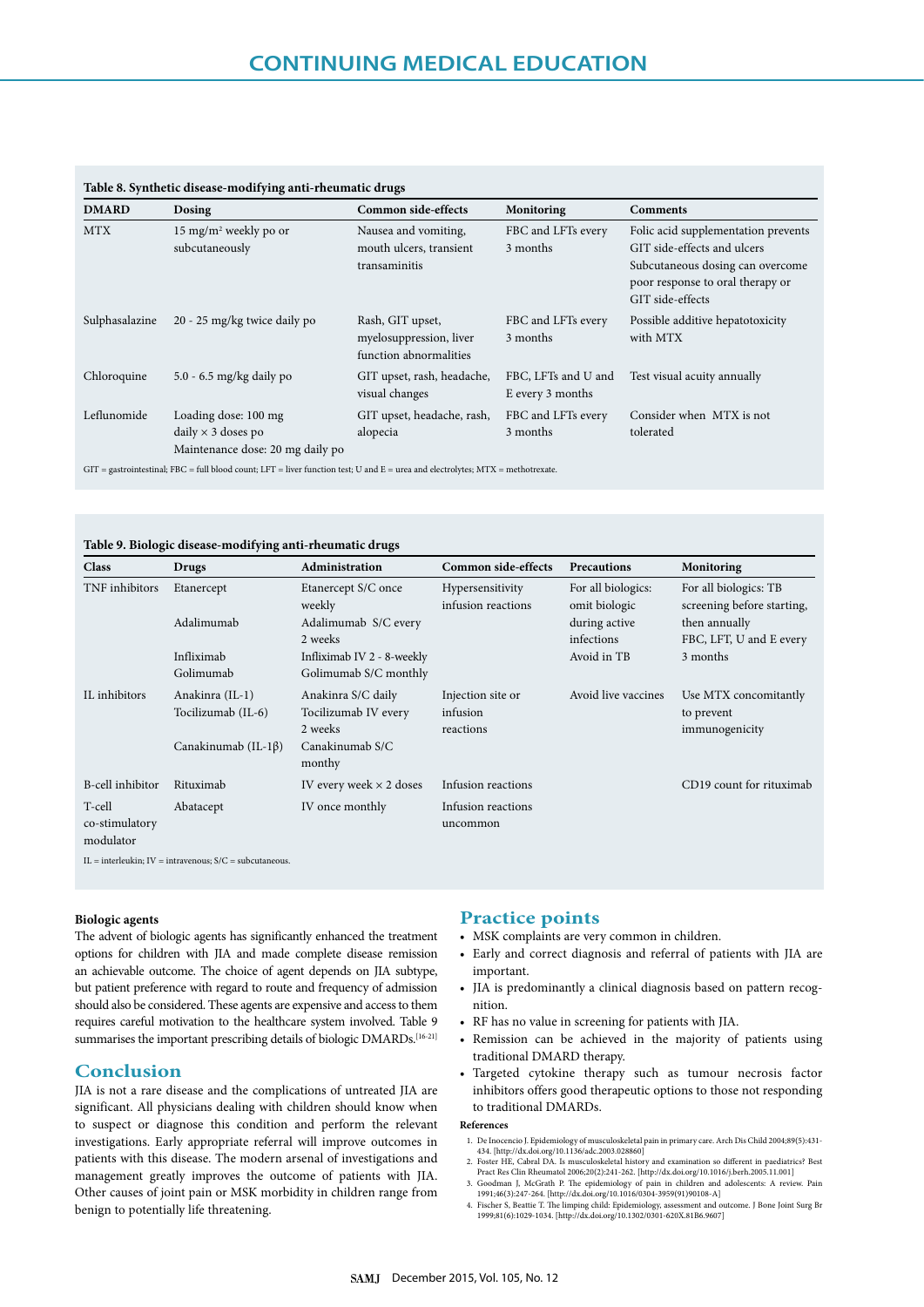**Table 8. Synthetic disease-modifying anti-rheumatic drugs**

| DMARD | Dosing | Common side-effects | Monitoring | Comments |
|---|---|---|---|---|
| MTX | 15 mg/m$^2$ weekly po or subcutaneously | Nausea and vomiting, mouth ulcers, transient transaminitis | FBC and LFTs every 3 months | Folic acid supplementation prevents GIT side-effects and ulcers Subcutaneous dosing can overcome poor response to oral therapy or GIT side-effects |
| Sulphasalazine | 20 - 25 mg/kg twice daily po | Rash, GIT upset, myelosuppression, liver function abnormalities | FBC and LFTs every 3 months | Possible additive hepatotoxicity with MTX |
| Chloroquine | 5.0 - 6.5 mg/kg daily po | GIT upset, rash, headache, visual changes | FBC, LFTs and U and E every 3 months | Test visual acuity annually |
| Leflunomide | Loading dose: 100 mg daily × 3 doses po Maintenance dose: 20 mg daily po | GIT upset, headache, rash, alopecia | FBC and LFTs every 3 months | Consider when MTX is not tolerated |

GIT = gastrointestinal; FBC = full blood count; LFT = liver function test; U and E = urea and electrolytes; MTX = methotrexate.

**Table 9. Biologic disease-modifying anti-rheumatic drugs**

| Class | Drugs | Administration | Common side-effects | Precautions | Monitoring |
|---|---|---|---|---|---|
| TNF inhibitors | Etanercept<br>Adalimumab<br>Infliximab<br>Golimumab | Etanercept S/C once weekly<br>Adalimumab S/C every 2 weeks<br>Infliximab IV 2 - 8-weekly<br>Golimumab S/C monthly | Hypersensitivity infusion reactions | For all biologics: omit biologic during active infections<br>Avoid in TB | For all biologics: TB screening before starting, then annually<br>FBC, LFT, U and E every 3 months |
| IL inhibitors | Anakinra (IL-1)<br>Tocilizumab (IL-6)<br>Canakinumab (IL-1β) | Anakinra S/C daily<br>Tocilizumab IV every 2 weeks<br>Canakinumab S/C monthy | Injection site or infusion reactions | Avoid live vaccines | Use MTX concomitantly to prevent immunogenicity |
| B-cell inhibitor | Rituximab | IV every week × 2 doses | Infusion reactions | | CD19 count for rituximab |
| T-cell co-stimulatory modulator | Abatacept | IV once monthly | Infusion reactions uncommon | | |

IL = interleukin; IV = intravenous; S/C = subcutaneous.

**Biologic agents**

The advent of biologic agents has significantly enhanced the treatment options for children with JIA and made complete disease remission an achievable outcome. The choice of agent depends on JIA subtype, but patient preference with regard to route and frequency of admission should also be considered. These agents are expensive and access to them requires careful motivation to the healthcare system involved. Table 9 summarises the important prescribing details of biologic DMARDs.[16-21]

## Conclusion

JIA is not a rare disease and the complications of untreated JIA are significant. All physicians dealing with children should know when to suspect or diagnose this condition and perform the relevant investigations. Early appropriate referral will improve outcomes in patients with this disease. The modern arsenal of investigations and management greatly improves the outcome of patients with JIA. Other causes of joint pain or MSK morbidity in children range from benign to potentially life threatening.

## Practice points

- MSK complaints are very common in children.
- Early and correct diagnosis and referral of patients with JIA are important.
- JIA is predominantly a clinical diagnosis based on pattern recognition.
- RF has no value in screening for patients with JIA.
- Remission can be achieved in the majority of patients using traditional DMARD therapy.
- Targeted cytokine therapy such as tumour necrosis factor inhibitors offers good therapeutic options to those not responding to traditional DMARDs.

**References**

1. De Inocencio J. Epidemiology of musculoskeletal pain in primary care. Arch Dis Child 2004;89(5):431-434. [http://dx.doi.org/10.1136/adc.2003.028860]
2. Foster HE, Cabral DA. Is musculoskeletal history and examination so different in paediatrics? Best Pract Res Clin Rheumatol 2006;20(2):241-262. [http://dx.doi.org/10.1016/j.berh.2005.11.001]
3. Goodman J, McGrath P. The epidemiology of pain in children and adolescents: A review. Pain 1991;46(3):247-264. [http://dx.doi.org/10.1016/0304-3959(91)90108-A]
4. Fischer S, Beattie T. The limping child: Epidemiology, assessment and outcome. J Bone Joint Surg Br 1999;81(6):1029-1034. [http://dx.doi.org/10.1302/0301-620X.81B6.9607]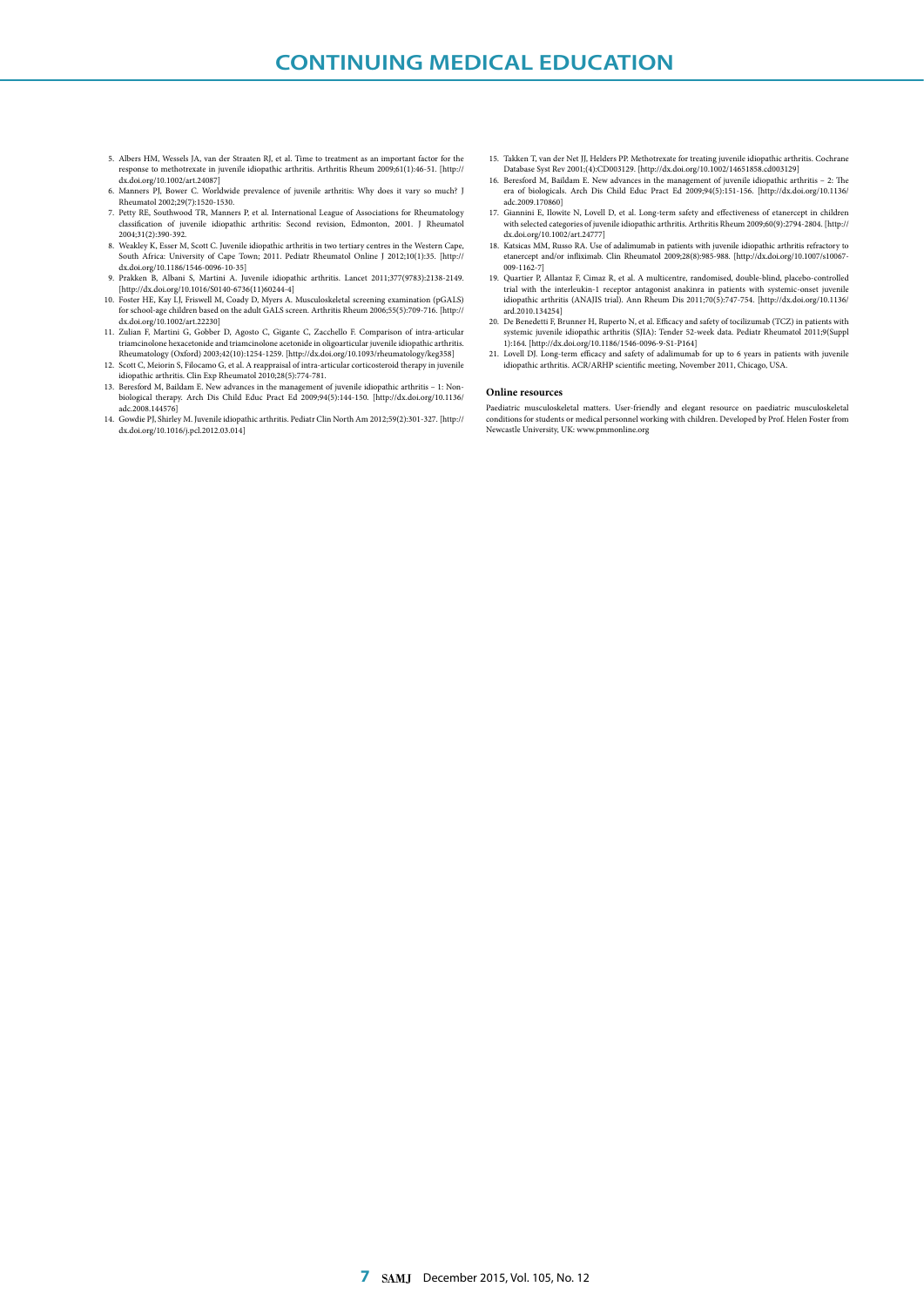5. Albers HM, Wessels JA, van der Straaten RJ, et al. Time to treatment as an important factor for the response to methotrexate in juvenile idiopathic arthritis. Arthritis Rheum 2009;61(1):46-51. [http://dx.doi.org/10.1002/art.24087]
6. Manners PJ, Bower C. Worldwide prevalence of juvenile arthritis: Why does it vary so much? J Rheumatol 2002;29(7):1520-1530.
7. Petty RE, Southwood TR, Manners P, et al. International League of Associations for Rheumatology classification of juvenile idiopathic arthritis: Second revision, Edmonton, 2001. J Rheumatol 2004;31(2):390-392.
8. Weakley K, Esser M, Scott C. Juvenile idiopathic arthritis in two tertiary centres in the Western Cape, South Africa: University of Cape Town; 2011. Pediatr Rheumatol Online J 2012;10(1):35. [http://dx.doi.org/10.1186/1546-0096-10-35]
9. Prakken B, Albani S, Martini A. Juvenile idiopathic arthritis. Lancet 2011;377(9783):2138-2149. [http://dx.doi.org/10.1016/S0140-6736(11)60244-4]
10. Foster HE, Kay LJ, Friswell M, Coady D, Myers A. Musculoskeletal screening examination (pGALS) for school-age children based on the adult GALS screen. Arthritis Rheum 2006;55(5):709-716. [http://dx.doi.org/10.1002/art.22230]
11. Zulian F, Martini G, Gobber D, Agosto C, Gigante C, Zacchello F. Comparison of intra-articular triamcinolone hexacetonide and triamcinolone acetonide in oligoarticular juvenile idiopathic arthritis. Rheumatology (Oxford) 2003;42(10):1254-1259. [http://dx.doi.org/10.1093/rheumatology/keg358]
12. Scott C, Meiorin S, Filocamo G, et al. A reappraisal of intra-articular corticosteroid therapy in juvenile idiopathic arthritis. Clin Exp Rheumatol 2010;28(5):774-781.
13. Beresford M, Baildam E. New advances in the management of juvenile idiopathic arthritis – 1: Non-biological therapy. Arch Dis Child Educ Pract Ed 2009;94(5):144-150. [http://dx.doi.org/10.1136/adc.2008.144576]
14. Gowdie PJ, Shirley M. Juvenile idiopathic arthritis. Pediatr Clin North Am 2012;59(2):301-327. [http://dx.doi.org/10.1016/j.pcl.2012.03.014]
15. Takken T, van der Net JJ, Helders PP. Methotrexate for treating juvenile idiopathic arthritis. Cochrane Database Syst Rev 2001;(4):CD003129. [http://dx.doi.org/10.1002/14651858.cd003129]
16. Beresford M, Baildam E. New advances in the management of juvenile idiopathic arthritis – 2: The era of biologicals. Arch Dis Child Educ Pract Ed 2009;94(5):151-156. [http://dx.doi.org/10.1136/adc.2009.170860]
17. Giannini E, Ilowite N, Lovell D, et al. Long-term safety and effectiveness of etanercept in children with selected categories of juvenile idiopathic arthritis. Arthritis Rheum 2009;60(9):2794-2804. [http://dx.doi.org/10.1002/art.24777]
18. Katsicas MM, Russo RA. Use of adalimumab in patients with juvenile idiopathic arthritis refractory to etanercept and/or infliximab. Clin Rheumatol 2009;28(8):985-988. [http://dx.doi.org/10.1007/s10067-009-1162-7]
19. Quartier P, Allantaz F, Cimaz R, et al. A multicentre, randomised, double-blind, placebo-controlled trial with the interleukin-1 receptor antagonist anakinra in patients with systemic-onset juvenile idiopathic arthritis (ANAJIS trial). Ann Rheum Dis 2011;70(5):747-754. [http://dx.doi.org/10.1136/ard.2010.134254]
20. De Benedetti F, Brunner H, Ruperto N, et al. Efficacy and safety of tocilizumab (TCZ) in patients with systemic juvenile idiopathic arthritis (SJIA): Tender 52-week data. Pediatr Rheumatol 2011;9(Suppl 1):164. [http://dx.doi.org/10.1186/1546-0096-9-S1-P164]
21. Lovell DJ. Long-term efficacy and safety of adalimumab for up to 6 years in patients with juvenile idiopathic arthritis. ACR/ARHP scientific meeting, November 2011, Chicago, USA.

**Online resources**

Paediatric musculoskeletal matters. User-friendly and elegant resource on paediatric musculoskeletal conditions for students or medical personnel working with children. Developed by Prof. Helen Foster from Newcastle University, UK: www.pmmonline.org